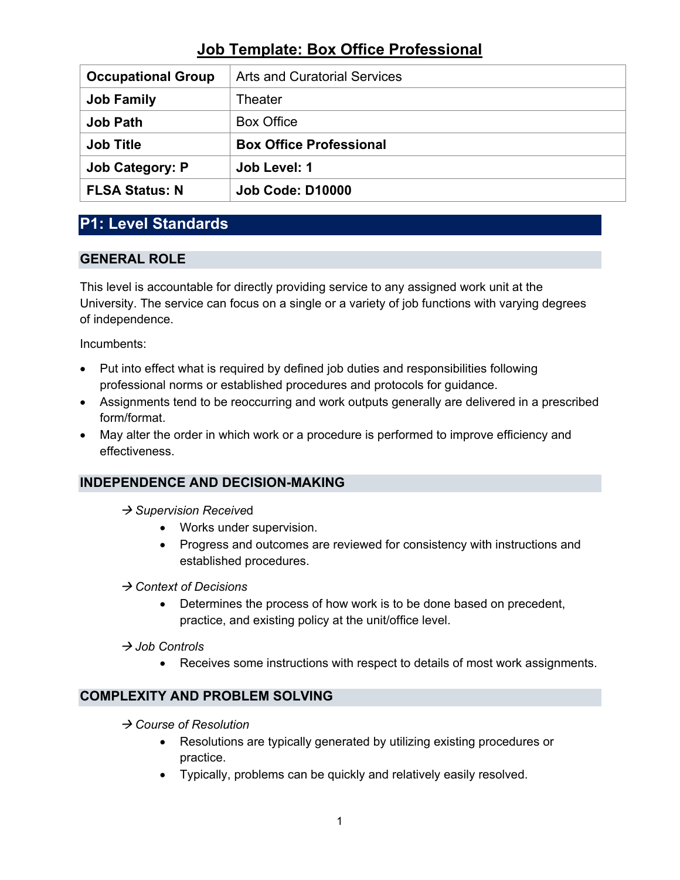# Job Template: Box Office Professional

| | |
|---|---|
| **Occupational Group** | Arts and Curatorial Services |
| **Job Family** | Theater |
| **Job Path** | Box Office |
| **Job Title** | **Box Office Professional** |
| **Job Category: P** | **Job Level: 1** |
| **FLSA Status: N** | **Job Code: D10000** |

## P1: Level Standards

### GENERAL ROLE

This level is accountable for directly providing service to any assigned work unit at the University. The service can focus on a single or a variety of job functions with varying degrees of independence.

Incumbents:

- Put into effect what is required by defined job duties and responsibilities following professional norms or established procedures and protocols for guidance.
- Assignments tend to be reoccurring and work outputs generally are delivered in a prescribed form/format.
- May alter the order in which work or a procedure is performed to improve efficiency and effectiveness.

### INDEPENDENCE AND DECISION-MAKING

→ *Supervision Received*

- Works under supervision.
- Progress and outcomes are reviewed for consistency with instructions and established procedures.

→ *Context of Decisions*

- Determines the process of how work is to be done based on precedent, practice, and existing policy at the unit/office level.

→ *Job Controls*

- Receives some instructions with respect to details of most work assignments.

### COMPLEXITY AND PROBLEM SOLVING

→ *Course of Resolution*

- Resolutions are typically generated by utilizing existing procedures or practice.
- Typically, problems can be quickly and relatively easily resolved.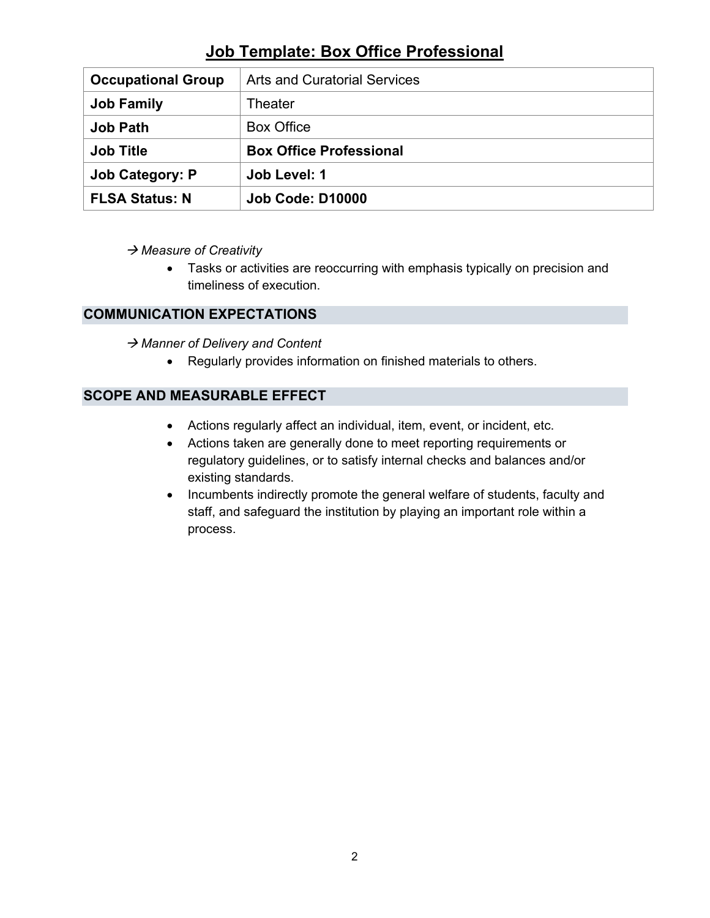## Job Template: Box Office Professional

| Occupational Group | Arts and Curatorial Services |
|---|---|
| **Job Family** | Theater |
| **Job Path** | Box Office |
| **Job Title** | **Box Office Professional** |
| **Job Category: P** | **Job Level: 1** |
| **FLSA Status: N** | **Job Code: D10000** |

→ *Measure of Creativity*

- Tasks or activities are reoccurring with emphasis typically on precision and timeliness of execution.

### COMMUNICATION EXPECTATIONS

→ *Manner of Delivery and Content*

- Regularly provides information on finished materials to others.

### SCOPE AND MEASURABLE EFFECT

- Actions regularly affect an individual, item, event, or incident, etc.
- Actions taken are generally done to meet reporting requirements or regulatory guidelines, or to satisfy internal checks and balances and/or existing standards.
- Incumbents indirectly promote the general welfare of students, faculty and staff, and safeguard the institution by playing an important role within a process.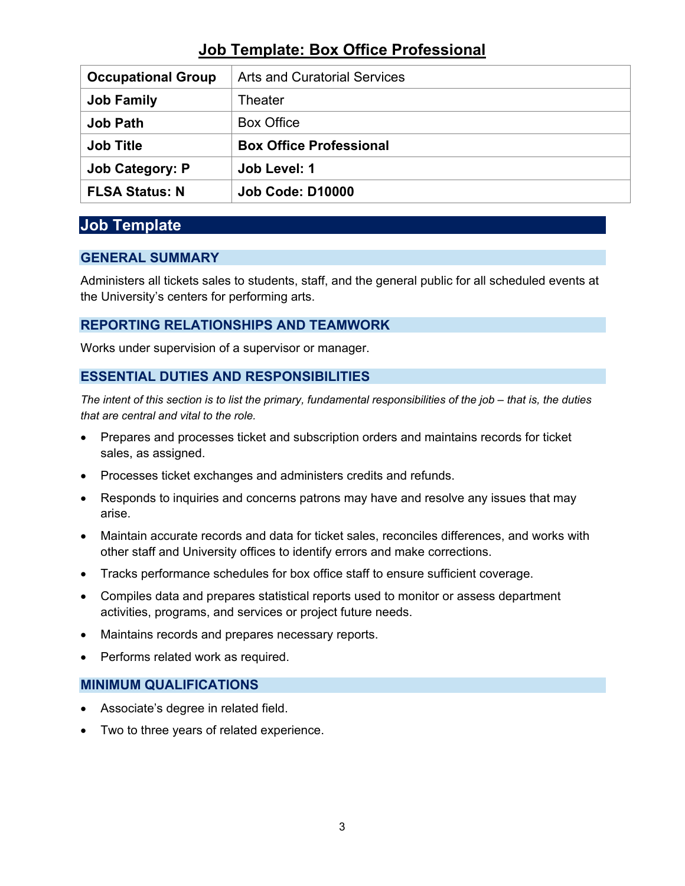# Job Template: Box Office Professional

| Occupational Group | Arts and Curatorial Services |
|---|---|
| **Job Family** | Theater |
| **Job Path** | Box Office |
| **Job Title** | **Box Office Professional** |
| **Job Category: P** | **Job Level: 1** |
| **FLSA Status: N** | **Job Code: D10000** |

## Job Template

### GENERAL SUMMARY

Administers all tickets sales to students, staff, and the general public for all scheduled events at the University's centers for performing arts.

### REPORTING RELATIONSHIPS AND TEAMWORK

Works under supervision of a supervisor or manager.

### ESSENTIAL DUTIES AND RESPONSIBILITIES

*The intent of this section is to list the primary, fundamental responsibilities of the job – that is, the duties that are central and vital to the role.*

- Prepares and processes ticket and subscription orders and maintains records for ticket sales, as assigned.
- Processes ticket exchanges and administers credits and refunds.
- Responds to inquiries and concerns patrons may have and resolve any issues that may arise.
- Maintain accurate records and data for ticket sales, reconciles differences, and works with other staff and University offices to identify errors and make corrections.
- Tracks performance schedules for box office staff to ensure sufficient coverage.
- Compiles data and prepares statistical reports used to monitor or assess department activities, programs, and services or project future needs.
- Maintains records and prepares necessary reports.
- Performs related work as required.

### MINIMUM QUALIFICATIONS

- Associate's degree in related field.
- Two to three years of related experience.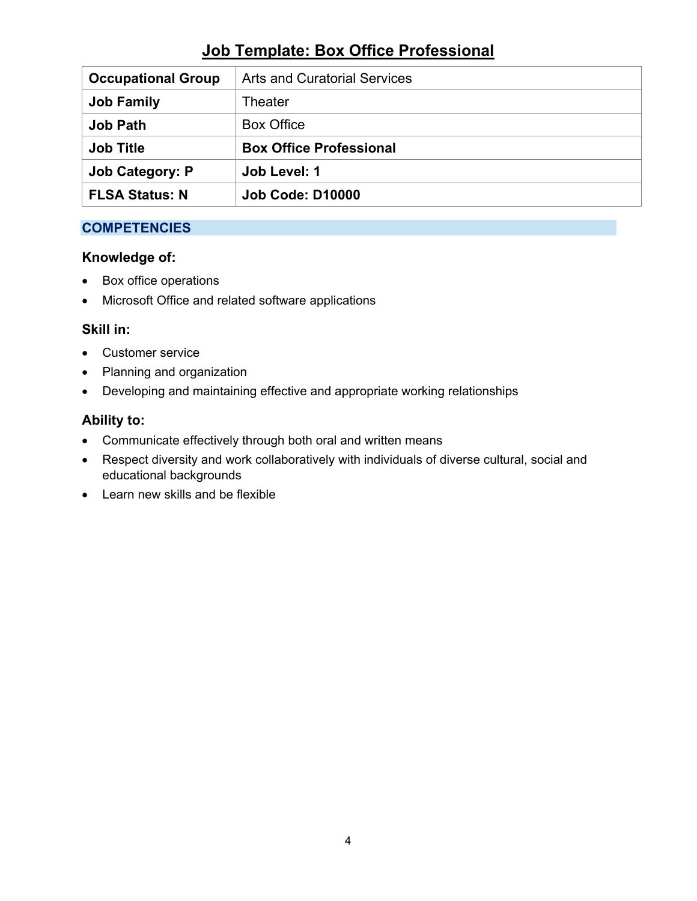# Job Template: Box Office Professional

| | |
|---|---|
| **Occupational Group** | Arts and Curatorial Services |
| **Job Family** | Theater |
| **Job Path** | Box Office |
| **Job Title** | **Box Office Professional** |
| **Job Category: P** | **Job Level: 1** |
| **FLSA Status: N** | **Job Code: D10000** |

## COMPETENCIES

### Knowledge of:

- Box office operations
- Microsoft Office and related software applications

### Skill in:

- Customer service
- Planning and organization
- Developing and maintaining effective and appropriate working relationships

### Ability to:

- Communicate effectively through both oral and written means
- Respect diversity and work collaboratively with individuals of diverse cultural, social and educational backgrounds
- Learn new skills and be flexible